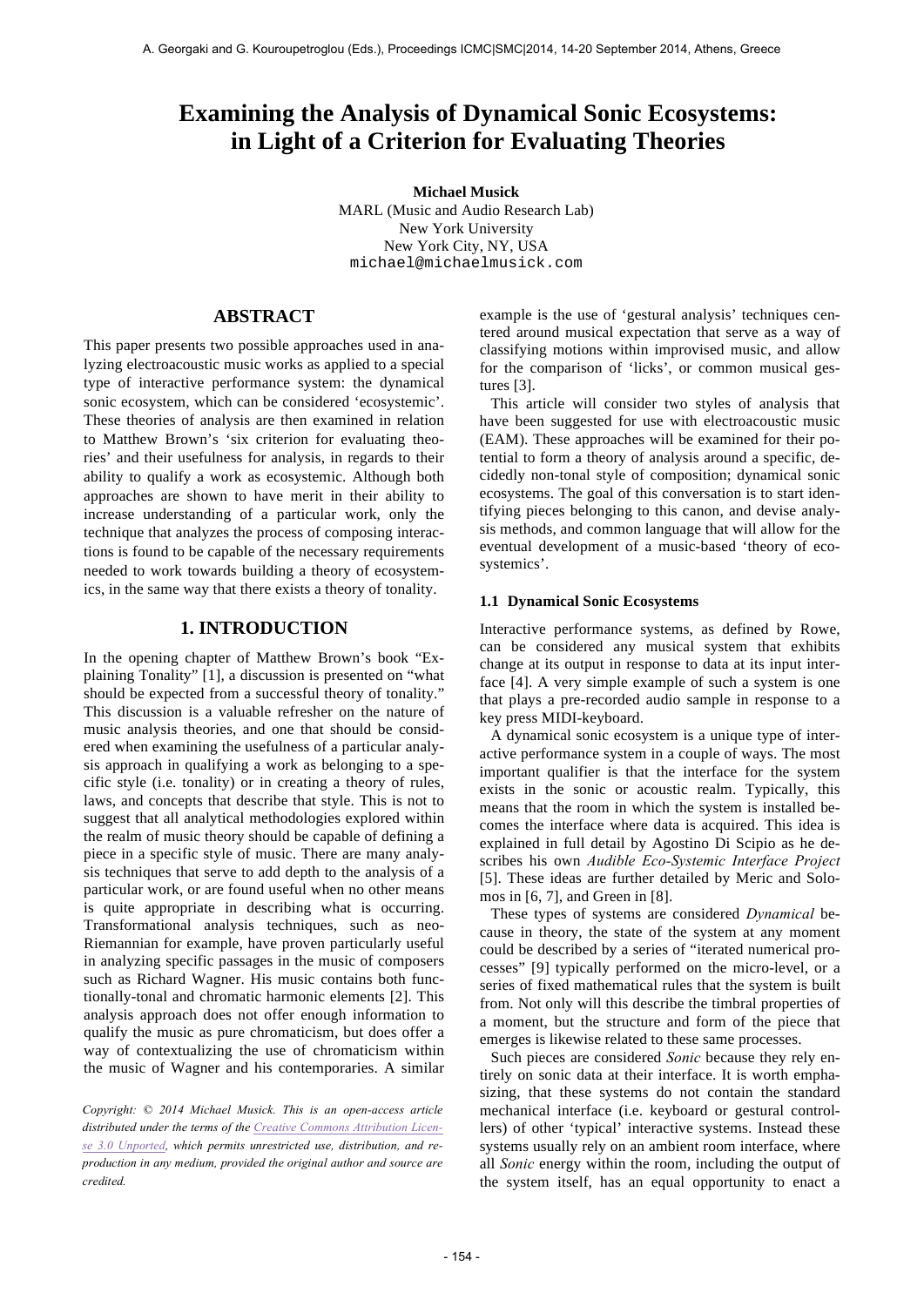# Examining the Analysis of Dynamical Sonic Ecosystems: in Light of a Criterion for Evaluating Theories

**Michael Musick**
MARL (Music and Audio Research Lab)
New York University
New York City, NY, USA
michael@michaelmusick.com

## ABSTRACT

This paper presents two possible approaches used in analyzing electroacoustic music works as applied to a special type of interactive performance system: the dynamical sonic ecosystem, which can be considered 'ecosystemic'. These theories of analysis are then examined in relation to Matthew Brown's 'six criterion for evaluating theories' and their usefulness for analysis, in regards to their ability to qualify a work as ecosystemic. Although both approaches are shown to have merit in their ability to increase understanding of a particular work, only the technique that analyzes the process of composing interactions is found to be capable of the necessary requirements needed to work towards building a theory of ecosystemics, in the same way that there exists a theory of tonality.

## 1. INTRODUCTION

In the opening chapter of Matthew Brown's book "Explaining Tonality" [1], a discussion is presented on "what should be expected from a successful theory of tonality." This discussion is a valuable refresher on the nature of music analysis theories, and one that should be considered when examining the usefulness of a particular analysis approach in qualifying a work as belonging to a specific style (i.e. tonality) or in creating a theory of rules, laws, and concepts that describe that style. This is not to suggest that all analytical methodologies explored within the realm of music theory should be capable of defining a piece in a specific style of music. There are many analysis techniques that serve to add depth to the analysis of a particular work, or are found useful when no other means is quite appropriate in describing what is occurring. Transformational analysis techniques, such as neo-Riemannian for example, have proven particularly useful in analyzing specific passages in the music of composers such as Richard Wagner. His music contains both functionally-tonal and chromatic harmonic elements [2]. This analysis approach does not offer enough information to qualify the music as pure chromaticism, but does offer a way of contextualizing the use of chromaticism within the music of Wagner and his contemporaries. A similar example is the use of 'gestural analysis' techniques centered around musical expectation that serve as a way of classifying motions within improvised music, and allow for the comparison of 'licks', or common musical gestures [3].

This article will consider two styles of analysis that have been suggested for use with electroacoustic music (EAM). These approaches will be examined for their potential to form a theory of analysis around a specific, decidedly non-tonal style of composition; dynamical sonic ecosystems. The goal of this conversation is to start identifying pieces belonging to this canon, and devise analysis methods, and common language that will allow for the eventual development of a music-based 'theory of ecosystemics'.

### 1.1 Dynamical Sonic Ecosystems

Interactive performance systems, as defined by Rowe, can be considered any musical system that exhibits change at its output in response to data at its input interface [4]. A very simple example of such a system is one that plays a pre-recorded audio sample in response to a key press MIDI-keyboard.

A dynamical sonic ecosystem is a unique type of interactive performance system in a couple of ways. The most important qualifier is that the interface for the system exists in the sonic or acoustic realm. Typically, this means that the room in which the system is installed becomes the interface where data is acquired. This idea is explained in full detail by Agostino Di Scipio as he describes his own *Audible Eco-Systemic Interface Project* [5]. These ideas are further detailed by Meric and Solomos in [6, 7], and Green in [8].

These types of systems are considered *Dynamical* because in theory, the state of the system at any moment could be described by a series of "iterated numerical processes" [9] typically performed on the micro-level, or a series of fixed mathematical rules that the system is built from. Not only will this describe the timbral properties of a moment, but the structure and form of the piece that emerges is likewise related to these same processes.

Such pieces are considered *Sonic* because they rely entirely on sonic data at their interface. It is worth emphasizing, that these systems do not contain the standard mechanical interface (i.e. keyboard or gestural controllers) of other 'typical' interactive systems. Instead these systems usually rely on an ambient room interface, where all *Sonic* energy within the room, including the output of the system itself, has an equal opportunity to enact a

*Copyright: © 2014 Michael Musick. This is an open-access article distributed under the terms of the Creative Commons Attribution License 3.0 Unported, which permits unrestricted use, distribution, and reproduction in any medium, provided the original author and source are credited.*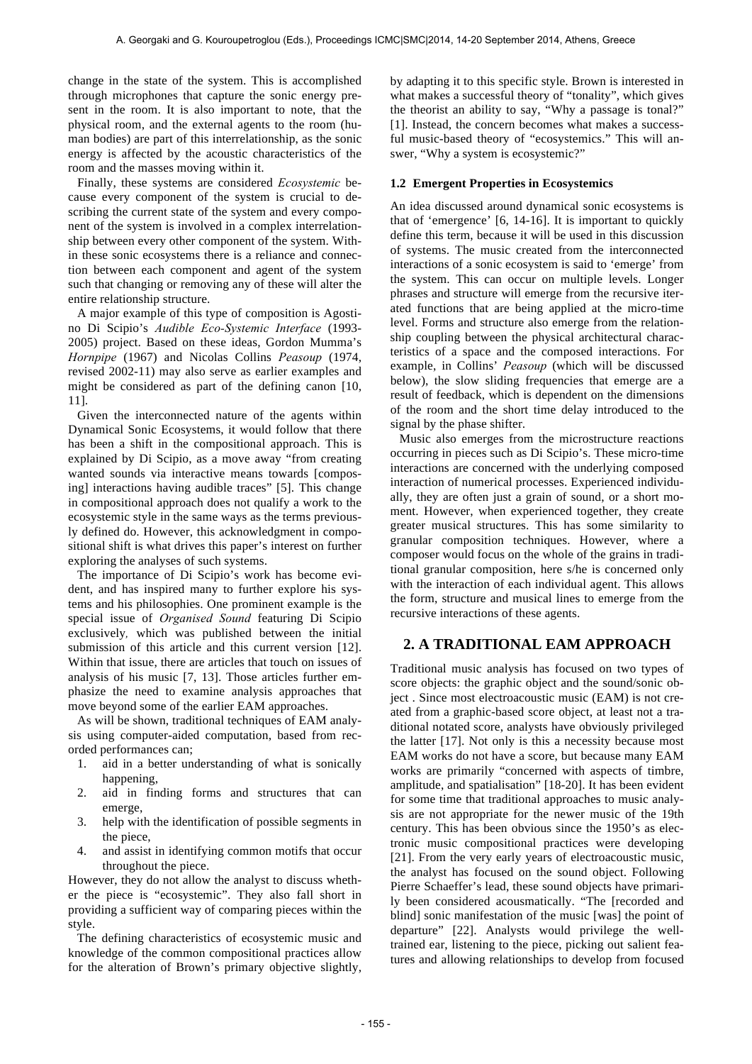change in the state of the system. This is accomplished through microphones that capture the sonic energy present in the room. It is also important to note, that the physical room, and the external agents to the room (human bodies) are part of this interrelationship, as the sonic energy is affected by the acoustic characteristics of the room and the masses moving within it.

Finally, these systems are considered *Ecosystemic* because every component of the system is crucial to describing the current state of the system and every component of the system is involved in a complex interrelationship between every other component of the system. Within these sonic ecosystems there is a reliance and connection between each component and agent of the system such that changing or removing any of these will alter the entire relationship structure.

A major example of this type of composition is Agostino Di Scipio's *Audible Eco-Systemic Interface* (1993-2005) project. Based on these ideas, Gordon Mumma's *Hornpipe* (1967) and Nicolas Collins *Peasoup* (1974, revised 2002-11) may also serve as earlier examples and might be considered as part of the defining canon [10, 11].

Given the interconnected nature of the agents within Dynamical Sonic Ecosystems, it would follow that there has been a shift in the compositional approach. This is explained by Di Scipio, as a move away "from creating wanted sounds via interactive means towards [composing] interactions having audible traces" [5]. This change in compositional approach does not qualify a work to the ecosystemic style in the same ways as the terms previously defined do. However, this acknowledgment in compositional shift is what drives this paper's interest on further exploring the analyses of such systems.

The importance of Di Scipio's work has become evident, and has inspired many to further explore his systems and his philosophies. One prominent example is the special issue of *Organised Sound* featuring Di Scipio exclusively, which was published between the initial submission of this article and this current version [12]. Within that issue, there are articles that touch on issues of analysis of his music [7, 13]. Those articles further emphasize the need to examine analysis approaches that move beyond some of the earlier EAM approaches.

As will be shown, traditional techniques of EAM analysis using computer-aided computation, based from recorded performances can;

1. aid in a better understanding of what is sonically happening,
2. aid in finding forms and structures that can emerge,
3. help with the identification of possible segments in the piece,
4. and assist in identifying common motifs that occur throughout the piece.

However, they do not allow the analyst to discuss whether the piece is "ecosystemic". They also fall short in providing a sufficient way of comparing pieces within the style.

The defining characteristics of ecosystemic music and knowledge of the common compositional practices allow for the alteration of Brown's primary objective slightly, by adapting it to this specific style. Brown is interested in what makes a successful theory of "tonality", which gives the theorist an ability to say, "Why a passage is tonal?" [1]. Instead, the concern becomes what makes a successful music-based theory of "ecosystemics." This will answer, "Why a system is ecosystemic?"

### 1.2 Emergent Properties in Ecosystemics

An idea discussed around dynamical sonic ecosystems is that of 'emergence' [6, 14-16]. It is important to quickly define this term, because it will be used in this discussion of systems. The music created from the interconnected interactions of a sonic ecosystem is said to 'emerge' from the system. This can occur on multiple levels. Longer phrases and structure will emerge from the recursive iterated functions that are being applied at the micro-time level. Forms and structure also emerge from the relationship coupling between the physical architectural characteristics of a space and the composed interactions. For example, in Collins' *Peasoup* (which will be discussed below), the slow sliding frequencies that emerge are a result of feedback, which is dependent on the dimensions of the room and the short time delay introduced to the signal by the phase shifter.

Music also emerges from the microstructure reactions occurring in pieces such as Di Scipio's. These micro-time interactions are concerned with the underlying composed interaction of numerical processes. Experienced individually, they are often just a grain of sound, or a short moment. However, when experienced together, they create greater musical structures. This has some similarity to granular composition techniques. However, where a composer would focus on the whole of the grains in traditional granular composition, here s/he is concerned only with the interaction of each individual agent. This allows the form, structure and musical lines to emerge from the recursive interactions of these agents.

## 2. A TRADITIONAL EAM APPROACH

Traditional music analysis has focused on two types of score objects: the graphic object and the sound/sonic object . Since most electroacoustic music (EAM) is not created from a graphic-based score object, at least not a traditional notated score, analysts have obviously privileged the latter [17]. Not only is this a necessity because most EAM works do not have a score, but because many EAM works are primarily "concerned with aspects of timbre, amplitude, and spatialisation" [18-20]. It has been evident for some time that traditional approaches to music analysis are not appropriate for the newer music of the 19th century. This has been obvious since the 1950's as electronic music compositional practices were developing [21]. From the very early years of electroacoustic music, the analyst has focused on the sound object. Following Pierre Schaeffer's lead, these sound objects have primarily been considered acousmatically. "The [recorded and blind] sonic manifestation of the music [was] the point of departure" [22]. Analysts would privilege the well-trained ear, listening to the piece, picking out salient features and allowing relationships to develop from focused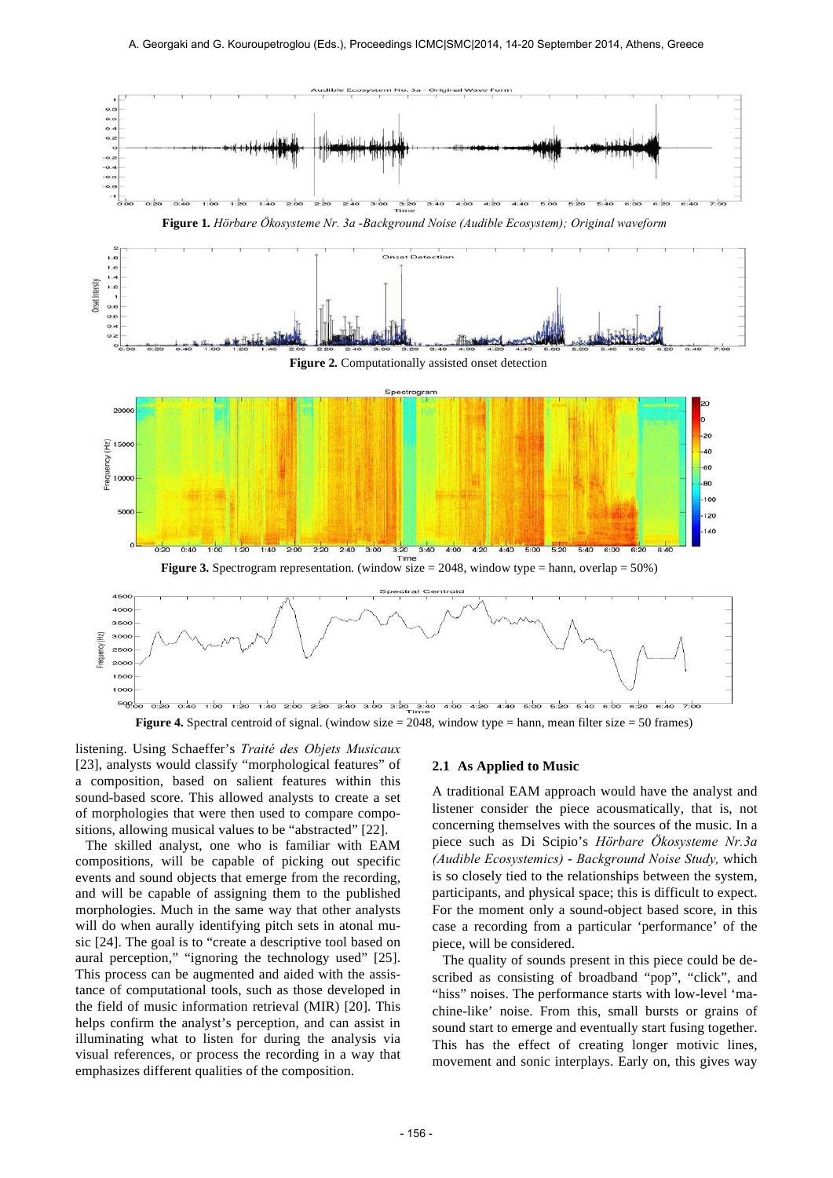**Figure 1.** *Hörbare Ökosysteme Nr. 3a -Background Noise (Audible Ecosystem); Original waveform*

**Figure 2.** Computationally assisted onset detection

**Figure 3.** Spectrogram representation. (window size = 2048, window type = hann, overlap = 50%)

**Figure 4.** Spectral centroid of signal. (window size = 2048, window type = hann, mean filter size = 50 frames)

listening. Using Schaeffer's *Traité des Objets Musicaux* [23], analysts would classify "morphological features" of a composition, based on salient features within this sound-based score. This allowed analysts to create a set of morphologies that were then used to compare compositions, allowing musical values to be "abstracted" [22].

The skilled analyst, one who is familiar with EAM compositions, will be capable of picking out specific events and sound objects that emerge from the recording, and will be capable of assigning them to the published morphologies. Much in the same way that other analysts will do when aurally identifying pitch sets in atonal music [24]. The goal is to "create a descriptive tool based on aural perception," "ignoring the technology used" [25]. This process can be augmented and aided with the assistance of computational tools, such as those developed in the field of music information retrieval (MIR) [20]. This helps confirm the analyst's perception, and can assist in illuminating what to listen for during the analysis via visual references, or process the recording in a way that emphasizes different qualities of the composition.

## 2.1 As Applied to Music

A traditional EAM approach would have the analyst and listener consider the piece acousmatically, that is, not concerning themselves with the sources of the music. In a piece such as Di Scipio's *Hörbare Ökosysteme Nr.3a (Audible Ecosystemics) - Background Noise Study,* which is so closely tied to the relationships between the system, participants, and physical space; this is difficult to expect. For the moment only a sound-object based score, in this case a recording from a particular 'performance' of the piece, will be considered.

The quality of sounds present in this piece could be described as consisting of broadband "pop", "click", and "hiss" noises. The performance starts with low-level 'machine-like' noise. From this, small bursts or grains of sound start to emerge and eventually start fusing together. This has the effect of creating longer motivic lines, movement and sonic interplays. Early on, this gives way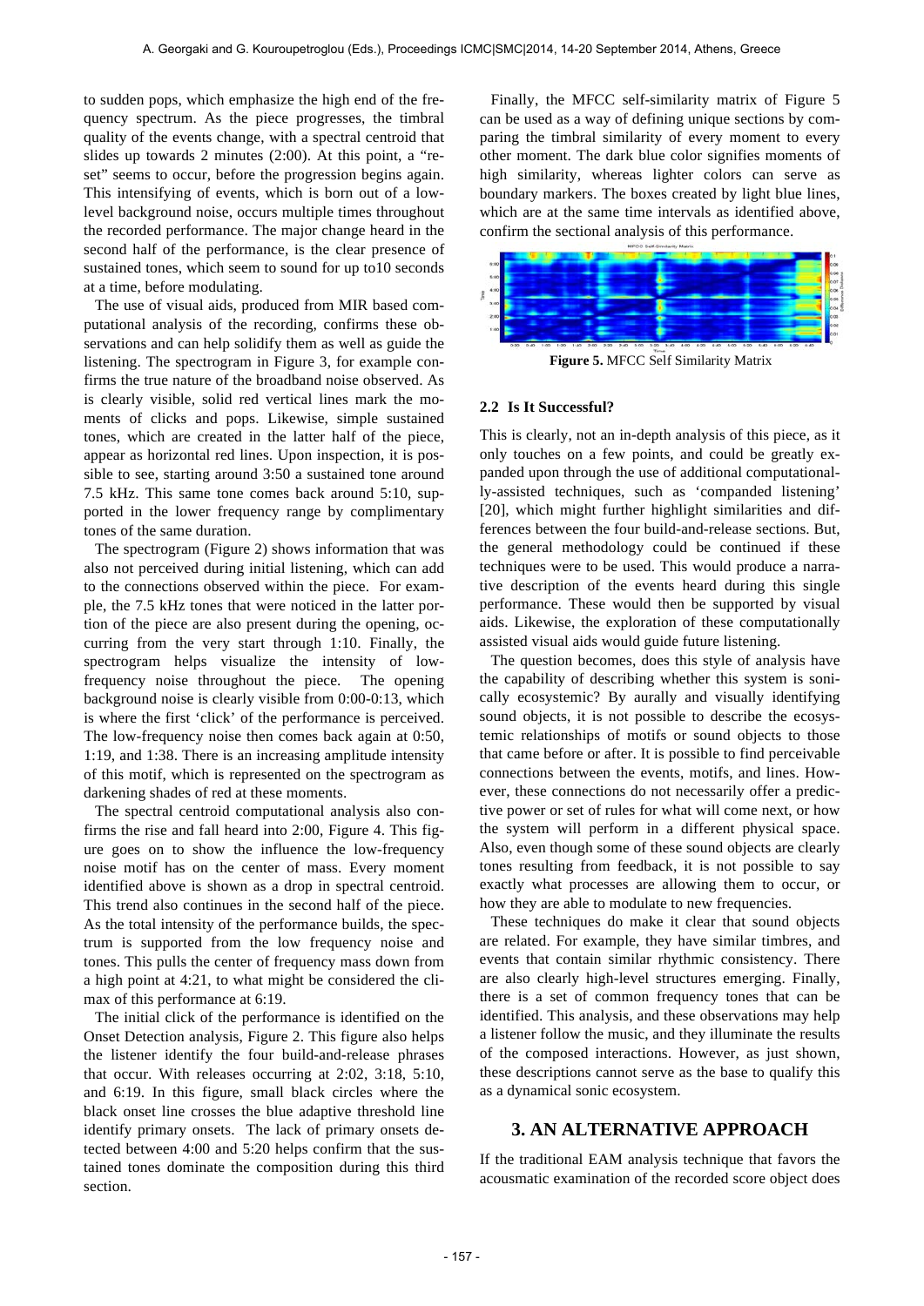to sudden pops, which emphasize the high end of the frequency spectrum. As the piece progresses, the timbral quality of the events change, with a spectral centroid that slides up towards 2 minutes (2:00). At this point, a "reset" seems to occur, before the progression begins again. This intensifying of events, which is born out of a low-level background noise, occurs multiple times throughout the recorded performance. The major change heard in the second half of the performance, is the clear presence of sustained tones, which seem to sound for up to10 seconds at a time, before modulating.

The use of visual aids, produced from MIR based computational analysis of the recording, confirms these observations and can help solidify them as well as guide the listening. The spectrogram in Figure 3, for example confirms the true nature of the broadband noise observed. As is clearly visible, solid red vertical lines mark the moments of clicks and pops. Likewise, simple sustained tones, which are created in the latter half of the piece, appear as horizontal red lines. Upon inspection, it is possible to see, starting around 3:50 a sustained tone around 7.5 kHz. This same tone comes back around 5:10, supported in the lower frequency range by complimentary tones of the same duration.

The spectrogram (Figure 2) shows information that was also not perceived during initial listening, which can add to the connections observed within the piece. For example, the 7.5 kHz tones that were noticed in the latter portion of the piece are also present during the opening, occurring from the very start through 1:10. Finally, the spectrogram helps visualize the intensity of low-frequency noise throughout the piece. The opening background noise is clearly visible from 0:00-0:13, which is where the first 'click' of the performance is perceived. The low-frequency noise then comes back again at 0:50, 1:19, and 1:38. There is an increasing amplitude intensity of this motif, which is represented on the spectrogram as darkening shades of red at these moments.

The spectral centroid computational analysis also confirms the rise and fall heard into 2:00, Figure 4. This figure goes on to show the influence the low-frequency noise motif has on the center of mass. Every moment identified above is shown as a drop in spectral centroid. This trend also continues in the second half of the piece. As the total intensity of the performance builds, the spectrum is supported from the low frequency noise and tones. This pulls the center of frequency mass down from a high point at 4:21, to what might be considered the climax of this performance at 6:19.

The initial click of the performance is identified on the Onset Detection analysis, Figure 2. This figure also helps the listener identify the four build-and-release phrases that occur. With releases occurring at 2:02, 3:18, 5:10, and 6:19. In this figure, small black circles where the black onset line crosses the blue adaptive threshold line identify primary onsets. The lack of primary onsets detected between 4:00 and 5:20 helps confirm that the sustained tones dominate the composition during this third section.

Finally, the MFCC self-similarity matrix of Figure 5 can be used as a way of defining unique sections by comparing the timbral similarity of every moment to every other moment. The dark blue color signifies moments of high similarity, whereas lighter colors can serve as boundary markers. The boxes created by light blue lines, which are at the same time intervals as identified above, confirm the sectional analysis of this performance.

**Figure 5.** MFCC Self Similarity Matrix

### 2.2 Is It Successful?

This is clearly, not an in-depth analysis of this piece, as it only touches on a few points, and could be greatly expanded upon through the use of additional computationally-assisted techniques, such as 'companded listening' [20], which might further highlight similarities and differences between the four build-and-release sections. But, the general methodology could be continued if these techniques were to be used. This would produce a narrative description of the events heard during this single performance. These would then be supported by visual aids. Likewise, the exploration of these computationally assisted visual aids would guide future listening.

The question becomes, does this style of analysis have the capability of describing whether this system is sonically ecosystemic? By aurally and visually identifying sound objects, it is not possible to describe the ecosystemic relationships of motifs or sound objects to those that came before or after. It is possible to find perceivable connections between the events, motifs, and lines. However, these connections do not necessarily offer a predictive power or set of rules for what will come next, or how the system will perform in a different physical space. Also, even though some of these sound objects are clearly tones resulting from feedback, it is not possible to say exactly what processes are allowing them to occur, or how they are able to modulate to new frequencies.

These techniques do make it clear that sound objects are related. For example, they have similar timbres, and events that contain similar rhythmic consistency. There are also clearly high-level structures emerging. Finally, there is a set of common frequency tones that can be identified. This analysis, and these observations may help a listener follow the music, and they illuminate the results of the composed interactions. However, as just shown, these descriptions cannot serve as the base to qualify this as a dynamical sonic ecosystem.

## 3. AN ALTERNATIVE APPROACH

If the traditional EAM analysis technique that favors the acousmatic examination of the recorded score object does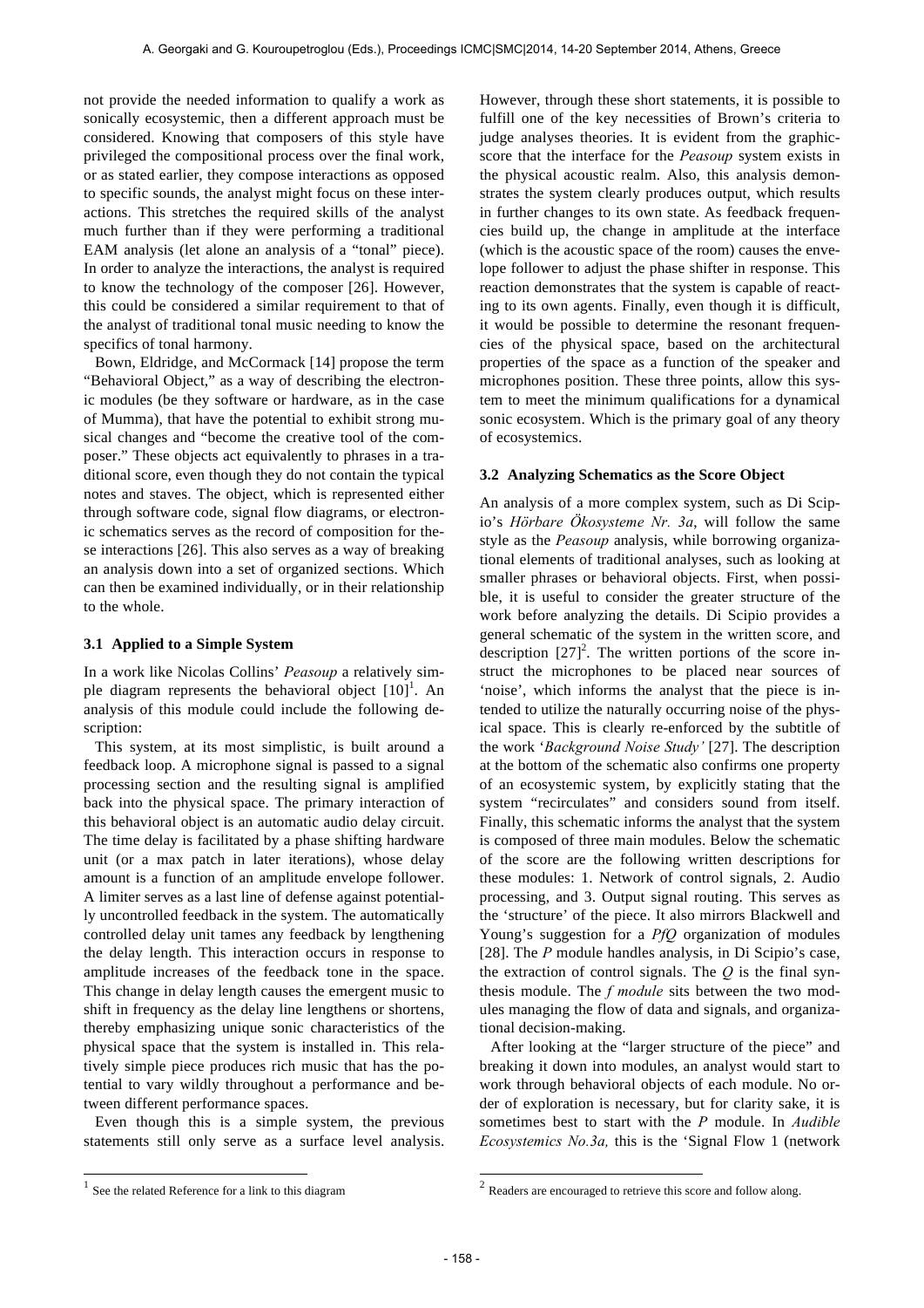not provide the needed information to qualify a work as sonically ecosystemic, then a different approach must be considered. Knowing that composers of this style have privileged the compositional process over the final work, or as stated earlier, they compose interactions as opposed to specific sounds, the analyst might focus on these interactions. This stretches the required skills of the analyst much further than if they were performing a traditional EAM analysis (let alone an analysis of a "tonal" piece). In order to analyze the interactions, the analyst is required to know the technology of the composer [26]. However, this could be considered a similar requirement to that of the analyst of traditional tonal music needing to know the specifics of tonal harmony.

Bown, Eldridge, and McCormack [14] propose the term "Behavioral Object," as a way of describing the electronic modules (be they software or hardware, as in the case of Mumma), that have the potential to exhibit strong musical changes and "become the creative tool of the composer." These objects act equivalently to phrases in a traditional score, even though they do not contain the typical notes and staves. The object, which is represented either through software code, signal flow diagrams, or electronic schematics serves as the record of composition for these interactions [26]. This also serves as a way of breaking an analysis down into a set of organized sections. Which can then be examined individually, or in their relationship to the whole.

### 3.1 Applied to a Simple System

In a work like Nicolas Collins' *Peasoup* a relatively simple diagram represents the behavioral object [10][1]. An analysis of this module could include the following description:

This system, at its most simplistic, is built around a feedback loop. A microphone signal is passed to a signal processing section and the resulting signal is amplified back into the physical space. The primary interaction of this behavioral object is an automatic audio delay circuit. The time delay is facilitated by a phase shifting hardware unit (or a max patch in later iterations), whose delay amount is a function of an amplitude envelope follower. A limiter serves as a last line of defense against potentially uncontrolled feedback in the system. The automatically controlled delay unit tames any feedback by lengthening the delay length. This interaction occurs in response to amplitude increases of the feedback tone in the space. This change in delay length causes the emergent music to shift in frequency as the delay line lengthens or shortens, thereby emphasizing unique sonic characteristics of the physical space that the system is installed in. This relatively simple piece produces rich music that has the potential to vary wildly throughout a performance and between different performance spaces.

Even though this is a simple system, the previous statements still only serve as a surface level analysis. However, through these short statements, it is possible to fulfill one of the key necessities of Brown's criteria to judge analyses theories. It is evident from the graphic-score that the interface for the *Peasoup* system exists in the physical acoustic realm. Also, this analysis demonstrates the system clearly produces output, which results in further changes to its own state. As feedback frequencies build up, the change in amplitude at the interface (which is the acoustic space of the room) causes the envelope follower to adjust the phase shifter in response. This reaction demonstrates that the system is capable of reacting to its own agents. Finally, even though it is difficult, it would be possible to determine the resonant frequencies of the physical space, based on the architectural properties of the space as a function of the speaker and microphones position. These three points, allow this system to meet the minimum qualifications for a dynamical sonic ecosystem. Which is the primary goal of any theory of ecosystemics.

### 3.2 Analyzing Schematics as the Score Object

An analysis of a more complex system, such as Di Scipio's *Hörbare Ökosysteme Nr. 3a*, will follow the same style as the *Peasoup* analysis, while borrowing organizational elements of traditional analyses, such as looking at smaller phrases or behavioral objects. First, when possible, it is useful to consider the greater structure of the work before analyzing the details. Di Scipio provides a general schematic of the system in the written score, and description [27][2]. The written portions of the score instruct the microphones to be placed near sources of 'noise', which informs the analyst that the piece is intended to utilize the naturally occurring noise of the physical space. This is clearly re-enforced by the subtitle of the work '*Background Noise Study'* [27]. The description at the bottom of the schematic also confirms one property of an ecosystemic system, by explicitly stating that the system "recirculates" and considers sound from itself. Finally, this schematic informs the analyst that the system is composed of three main modules. Below the schematic of the score are the following written descriptions for these modules: 1. Network of control signals, 2. Audio processing, and 3. Output signal routing. This serves as the 'structure' of the piece. It also mirrors Blackwell and Young's suggestion for a *PfQ* organization of modules [28]. The *P* module handles analysis, in Di Scipio's case, the extraction of control signals. The *Q* is the final synthesis module. The *f module* sits between the two modules managing the flow of data and signals, and organizational decision-making.

After looking at the "larger structure of the piece" and breaking it down into modules, an analyst would start to work through behavioral objects of each module. No order of exploration is necessary, but for clarity sake, it is sometimes best to start with the *P* module. In *Audible Ecosystemics No.3a,* this is the 'Signal Flow 1 (network

[1] See the related Reference for a link to this diagram

[2] Readers are encouraged to retrieve this score and follow along.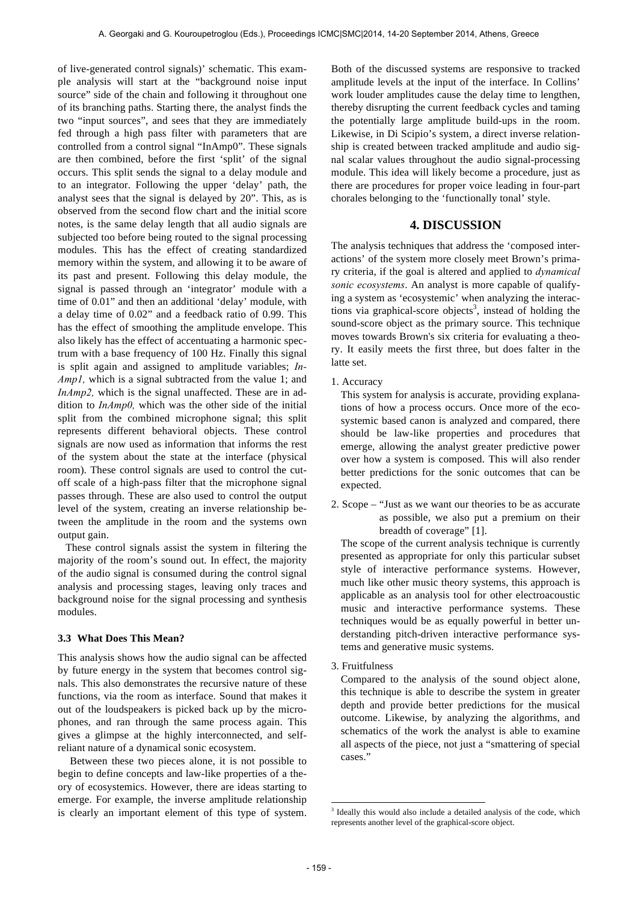of live-generated control signals)' schematic. This example analysis will start at the "background noise input source" side of the chain and following it throughout one of its branching paths. Starting there, the analyst finds the two "input sources", and sees that they are immediately fed through a high pass filter with parameters that are controlled from a control signal "InAmp0". These signals are then combined, before the first 'split' of the signal occurs. This split sends the signal to a delay module and to an integrator. Following the upper 'delay' path, the analyst sees that the signal is delayed by 20". This, as is observed from the second flow chart and the initial score notes, is the same delay length that all audio signals are subjected too before being routed to the signal processing modules. This has the effect of creating standardized memory within the system, and allowing it to be aware of its past and present. Following this delay module, the signal is passed through an 'integrator' module with a time of 0.01" and then an additional 'delay' module, with a delay time of 0.02" and a feedback ratio of 0.99. This has the effect of smoothing the amplitude envelope. This also likely has the effect of accentuating a harmonic spectrum with a base frequency of 100 Hz. Finally this signal is split again and assigned to amplitude variables; *InAmp1,* which is a signal subtracted from the value 1; and *InAmp2,* which is the signal unaffected. These are in addition to *InAmp0,* which was the other side of the initial split from the combined microphone signal; this split represents different behavioral objects. These control signals are now used as information that informs the rest of the system about the state at the interface (physical room). These control signals are used to control the cutoff scale of a high-pass filter that the microphone signal passes through. These are also used to control the output level of the system, creating an inverse relationship between the amplitude in the room and the systems own output gain.

These control signals assist the system in filtering the majority of the room's sound out. In effect, the majority of the audio signal is consumed during the control signal analysis and processing stages, leaving only traces and background noise for the signal processing and synthesis modules.

### 3.3 What Does This Mean?

This analysis shows how the audio signal can be affected by future energy in the system that becomes control signals. This also demonstrates the recursive nature of these functions, via the room as interface. Sound that makes it out of the loudspeakers is picked back up by the microphones, and ran through the same process again. This gives a glimpse at the highly interconnected, and self-reliant nature of a dynamical sonic ecosystem.

Between these two pieces alone, it is not possible to begin to define concepts and law-like properties of a theory of ecosystemics. However, there are ideas starting to emerge. For example, the inverse amplitude relationship is clearly an important element of this type of system. Both of the discussed systems are responsive to tracked amplitude levels at the input of the interface. In Collins' work louder amplitudes cause the delay time to lengthen, thereby disrupting the current feedback cycles and taming the potentially large amplitude build-ups in the room. Likewise, in Di Scipio's system, a direct inverse relationship is created between tracked amplitude and audio signal scalar values throughout the audio signal-processing module. This idea will likely become a procedure, just as there are procedures for proper voice leading in four-part chorales belonging to the 'functionally tonal' style.

## 4. DISCUSSION

The analysis techniques that address the 'composed interactions' of the system more closely meet Brown's primary criteria, if the goal is altered and applied to *dynamical sonic ecosystems*. An analyst is more capable of qualifying a system as 'ecosystemic' when analyzing the interactions via graphical-score objects[3], instead of holding the sound-score object as the primary source. This technique moves towards Brown's six criteria for evaluating a theory. It easily meets the first three, but does falter in the latte set.

1. Accuracy

   This system for analysis is accurate, providing explanations of how a process occurs. Once more of the ecosystemic based canon is analyzed and compared, there should be law-like properties and procedures that emerge, allowing the analyst greater predictive power over how a system is composed. This will also render better predictions for the sonic outcomes that can be expected.

2. Scope – "Just as we want our theories to be as accurate as possible, we also put a premium on their breadth of coverage" [1].

   The scope of the current analysis technique is currently presented as appropriate for only this particular subset style of interactive performance systems. However, much like other music theory systems, this approach is applicable as an analysis tool for other electroacoustic music and interactive performance systems. These techniques would be as equally powerful in better understanding pitch-driven interactive performance systems and generative music systems.

3. Fruitfulness

   Compared to the analysis of the sound object alone, this technique is able to describe the system in greater depth and provide better predictions for the musical outcome. Likewise, by analyzing the algorithms, and schematics of the work the analyst is able to examine all aspects of the piece, not just a "smattering of special cases."

[3] Ideally this would also include a detailed analysis of the code, which represents another level of the graphical-score object.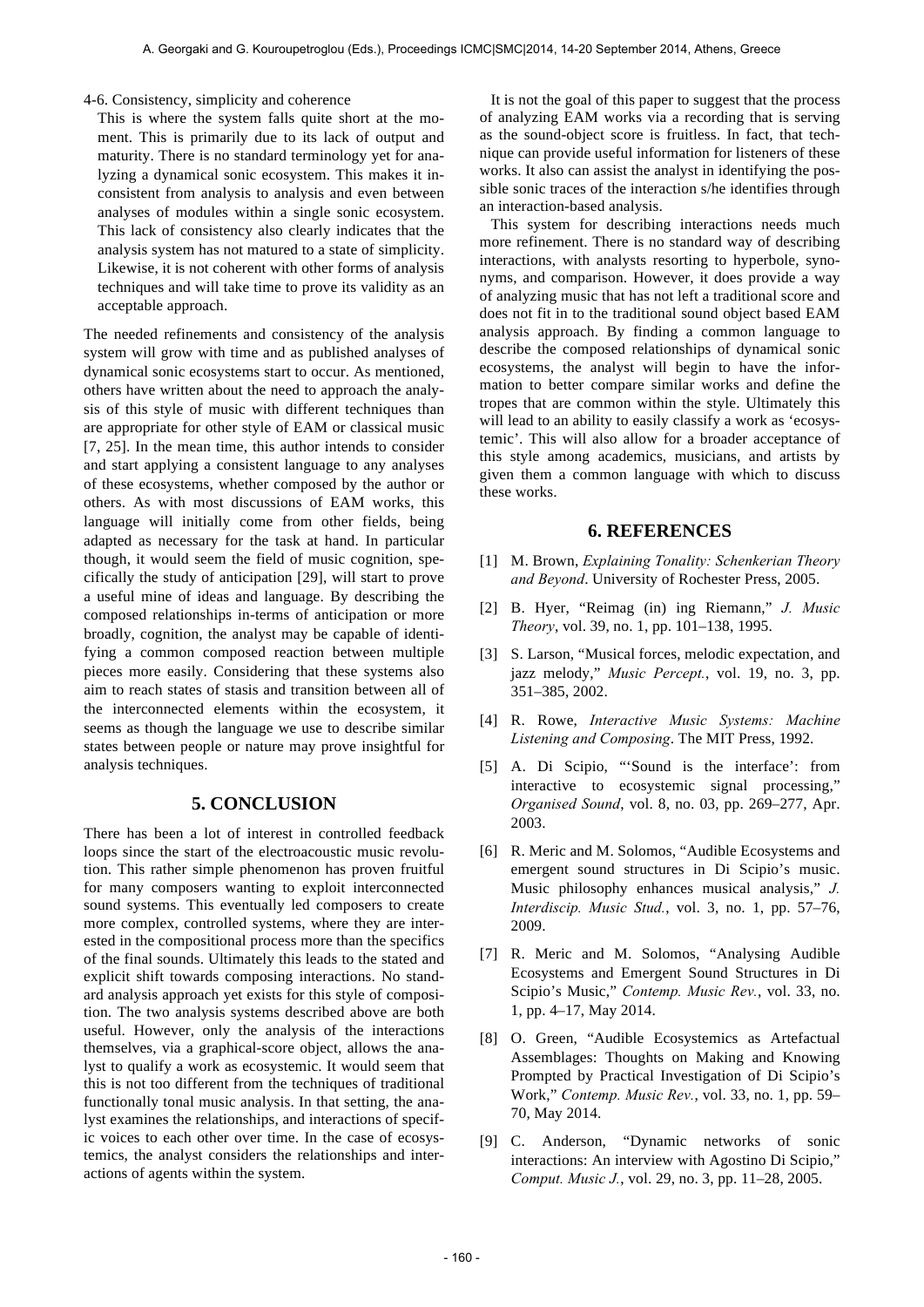4-6. Consistency, simplicity and coherence

This is where the system falls quite short at the moment. This is primarily due to its lack of output and maturity. There is no standard terminology yet for analyzing a dynamical sonic ecosystem. This makes it inconsistent from analysis to analysis and even between analyses of modules within a single sonic ecosystem. This lack of consistency also clearly indicates that the analysis system has not matured to a state of simplicity. Likewise, it is not coherent with other forms of analysis techniques and will take time to prove its validity as an acceptable approach.

The needed refinements and consistency of the analysis system will grow with time and as published analyses of dynamical sonic ecosystems start to occur. As mentioned, others have written about the need to approach the analysis of this style of music with different techniques than are appropriate for other style of EAM or classical music [7, 25]. In the mean time, this author intends to consider and start applying a consistent language to any analyses of these ecosystems, whether composed by the author or others. As with most discussions of EAM works, this language will initially come from other fields, being adapted as necessary for the task at hand. In particular though, it would seem the field of music cognition, specifically the study of anticipation [29], will start to prove a useful mine of ideas and language. By describing the composed relationships in-terms of anticipation or more broadly, cognition, the analyst may be capable of identifying a common composed reaction between multiple pieces more easily. Considering that these systems also aim to reach states of stasis and transition between all of the interconnected elements within the ecosystem, it seems as though the language we use to describe similar states between people or nature may prove insightful for analysis techniques.

## 5. CONCLUSION

There has been a lot of interest in controlled feedback loops since the start of the electroacoustic music revolution. This rather simple phenomenon has proven fruitful for many composers wanting to exploit interconnected sound systems. This eventually led composers to create more complex, controlled systems, where they are interested in the compositional process more than the specifics of the final sounds. Ultimately this leads to the stated and explicit shift towards composing interactions. No standard analysis approach yet exists for this style of composition. The two analysis systems described above are both useful. However, only the analysis of the interactions themselves, via a graphical-score object, allows the analyst to qualify a work as ecosystemic. It would seem that this is not too different from the techniques of traditional functionally tonal music analysis. In that setting, the analyst examines the relationships, and interactions of specific voices to each other over time. In the case of ecosystemics, the analyst considers the relationships and interactions of agents within the system.

It is not the goal of this paper to suggest that the process of analyzing EAM works via a recording that is serving as the sound-object score is fruitless. In fact, that technique can provide useful information for listeners of these works. It also can assist the analyst in identifying the possible sonic traces of the interaction s/he identifies through an interaction-based analysis.

This system for describing interactions needs much more refinement. There is no standard way of describing interactions, with analysts resorting to hyperbole, synonyms, and comparison. However, it does provide a way of analyzing music that has not left a traditional score and does not fit in to the traditional sound object based EAM analysis approach. By finding a common language to describe the composed relationships of dynamical sonic ecosystems, the analyst will begin to have the information to better compare similar works and define the tropes that are common within the style. Ultimately this will lead to an ability to easily classify a work as 'ecosystemic'. This will also allow for a broader acceptance of this style among academics, musicians, and artists by given them a common language with which to discuss these works.

## 6. REFERENCES

[1] M. Brown, *Explaining Tonality: Schenkerian Theory and Beyond*. University of Rochester Press, 2005.

[2] B. Hyer, "Reimag (in) ing Riemann," *J. Music Theory*, vol. 39, no. 1, pp. 101–138, 1995.

[3] S. Larson, "Musical forces, melodic expectation, and jazz melody," *Music Percept.*, vol. 19, no. 3, pp. 351–385, 2002.

[4] R. Rowe, *Interactive Music Systems: Machine Listening and Composing*. The MIT Press, 1992.

[5] A. Di Scipio, "'Sound is the interface': from interactive to ecosystemic signal processing," *Organised Sound*, vol. 8, no. 03, pp. 269–277, Apr. 2003.

[6] R. Meric and M. Solomos, "Audible Ecosystems and emergent sound structures in Di Scipio's music. Music philosophy enhances musical analysis," *J. Interdiscip. Music Stud.*, vol. 3, no. 1, pp. 57–76, 2009.

[7] R. Meric and M. Solomos, "Analysing Audible Ecosystems and Emergent Sound Structures in Di Scipio's Music," *Contemp. Music Rev.*, vol. 33, no. 1, pp. 4–17, May 2014.

[8] O. Green, "Audible Ecosystemics as Artefactual Assemblages: Thoughts on Making and Knowing Prompted by Practical Investigation of Di Scipio's Work," *Contemp. Music Rev.*, vol. 33, no. 1, pp. 59–70, May 2014.

[9] C. Anderson, "Dynamic networks of sonic interactions: An interview with Agostino Di Scipio," *Comput. Music J.*, vol. 29, no. 3, pp. 11–28, 2005.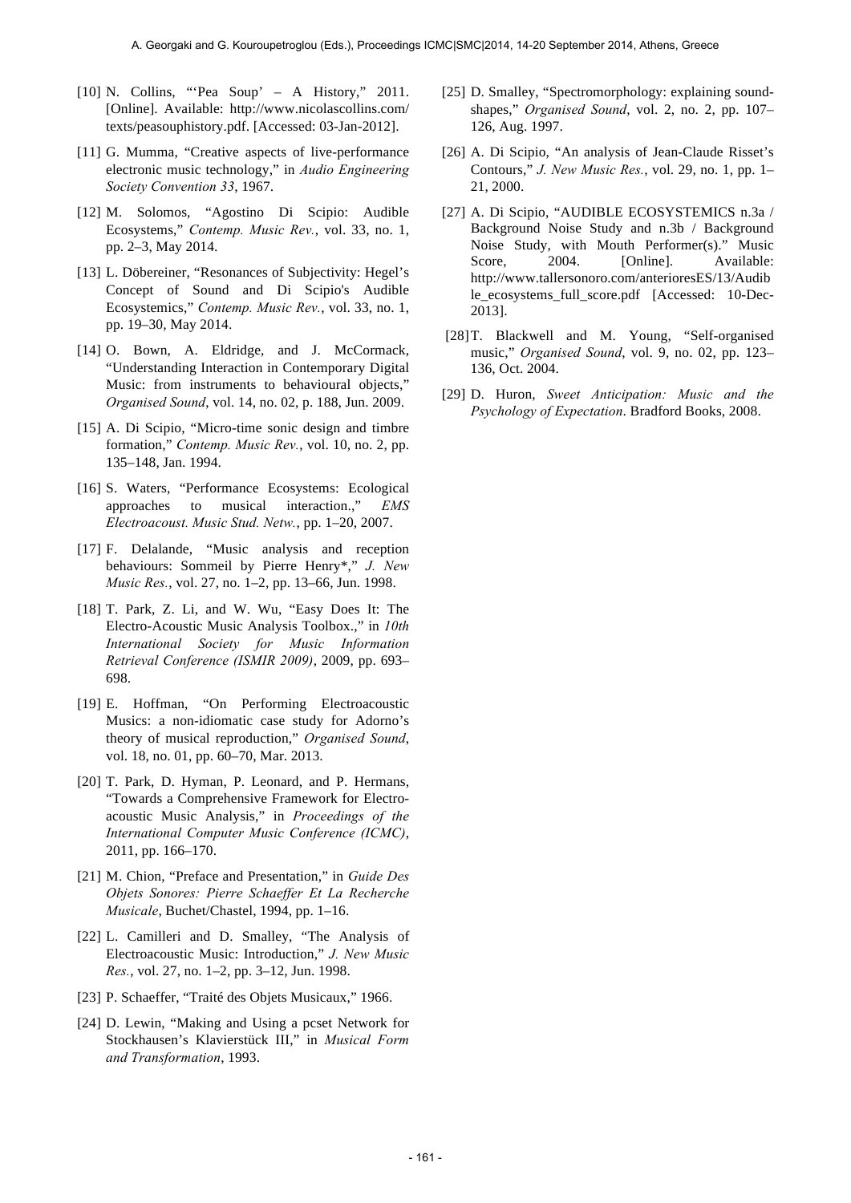[10] N. Collins, "'Pea Soup' – A History," 2011. [Online]. Available: http://www.nicolascollins.com/texts/peasouphistory.pdf. [Accessed: 03-Jan-2012].

[11] G. Mumma, "Creative aspects of live-performance electronic music technology," in *Audio Engineering Society Convention 33*, 1967.

[12] M. Solomos, "Agostino Di Scipio: Audible Ecosystems," *Contemp. Music Rev.*, vol. 33, no. 1, pp. 2–3, May 2014.

[13] L. Döbereiner, "Resonances of Subjectivity: Hegel's Concept of Sound and Di Scipio's Audible Ecosystemics," *Contemp. Music Rev.*, vol. 33, no. 1, pp. 19–30, May 2014.

[14] O. Bown, A. Eldridge, and J. McCormack, "Understanding Interaction in Contemporary Digital Music: from instruments to behavioural objects," *Organised Sound*, vol. 14, no. 02, p. 188, Jun. 2009.

[15] A. Di Scipio, "Micro-time sonic design and timbre formation," *Contemp. Music Rev.*, vol. 10, no. 2, pp. 135–148, Jan. 1994.

[16] S. Waters, "Performance Ecosystems: Ecological approaches to musical interaction.," *EMS Electroacoust. Music Stud. Netw.*, pp. 1–20, 2007.

[17] F. Delalande, "Music analysis and reception behaviours: Sommeil by Pierre Henry*," *J. New Music Res.*, vol. 27, no. 1–2, pp. 13–66, Jun. 1998.

[18] T. Park, Z. Li, and W. Wu, "Easy Does It: The Electro-Acoustic Music Analysis Toolbox.," in *10th International Society for Music Information Retrieval Conference (ISMIR 2009)*, 2009, pp. 693–698.

[19] E. Hoffman, "On Performing Electroacoustic Musics: a non-idiomatic case study for Adorno's theory of musical reproduction," *Organised Sound*, vol. 18, no. 01, pp. 60–70, Mar. 2013.

[20] T. Park, D. Hyman, P. Leonard, and P. Hermans, "Towards a Comprehensive Framework for Electro-acoustic Music Analysis," in *Proceedings of the International Computer Music Conference (ICMC)*, 2011, pp. 166–170.

[21] M. Chion, "Preface and Presentation," in *Guide Des Objets Sonores: Pierre Schaeffer Et La Recherche Musicale*, Buchet/Chastel, 1994, pp. 1–16.

[22] L. Camilleri and D. Smalley, "The Analysis of Electroacoustic Music: Introduction," *J. New Music Res.*, vol. 27, no. 1–2, pp. 3–12, Jun. 1998.

[23] P. Schaeffer, "Traité des Objets Musicaux," 1966.

[24] D. Lewin, "Making and Using a pcset Network for Stockhausen's Klavierstück III," in *Musical Form and Transformation*, 1993.

[25] D. Smalley, "Spectromorphology: explaining sound-shapes," *Organised Sound*, vol. 2, no. 2, pp. 107–126, Aug. 1997.

[26] A. Di Scipio, "An analysis of Jean-Claude Risset's Contours," *J. New Music Res.*, vol. 29, no. 1, pp. 1–21, 2000.

[27] A. Di Scipio, "AUDIBLE ECOSYSTEMICS n.3a / Background Noise Study and n.3b / Background Noise Study, with Mouth Performer(s)." Music Score, 2004. [Online]. Available: http://www.tallersonoro.com/anterioresES/13/Audible_ecosystems_full_score.pdf [Accessed: 10-Dec-2013].

[28] T. Blackwell and M. Young, "Self-organised music," *Organised Sound*, vol. 9, no. 02, pp. 123–136, Oct. 2004.

[29] D. Huron, *Sweet Anticipation: Music and the Psychology of Expectation*. Bradford Books, 2008.